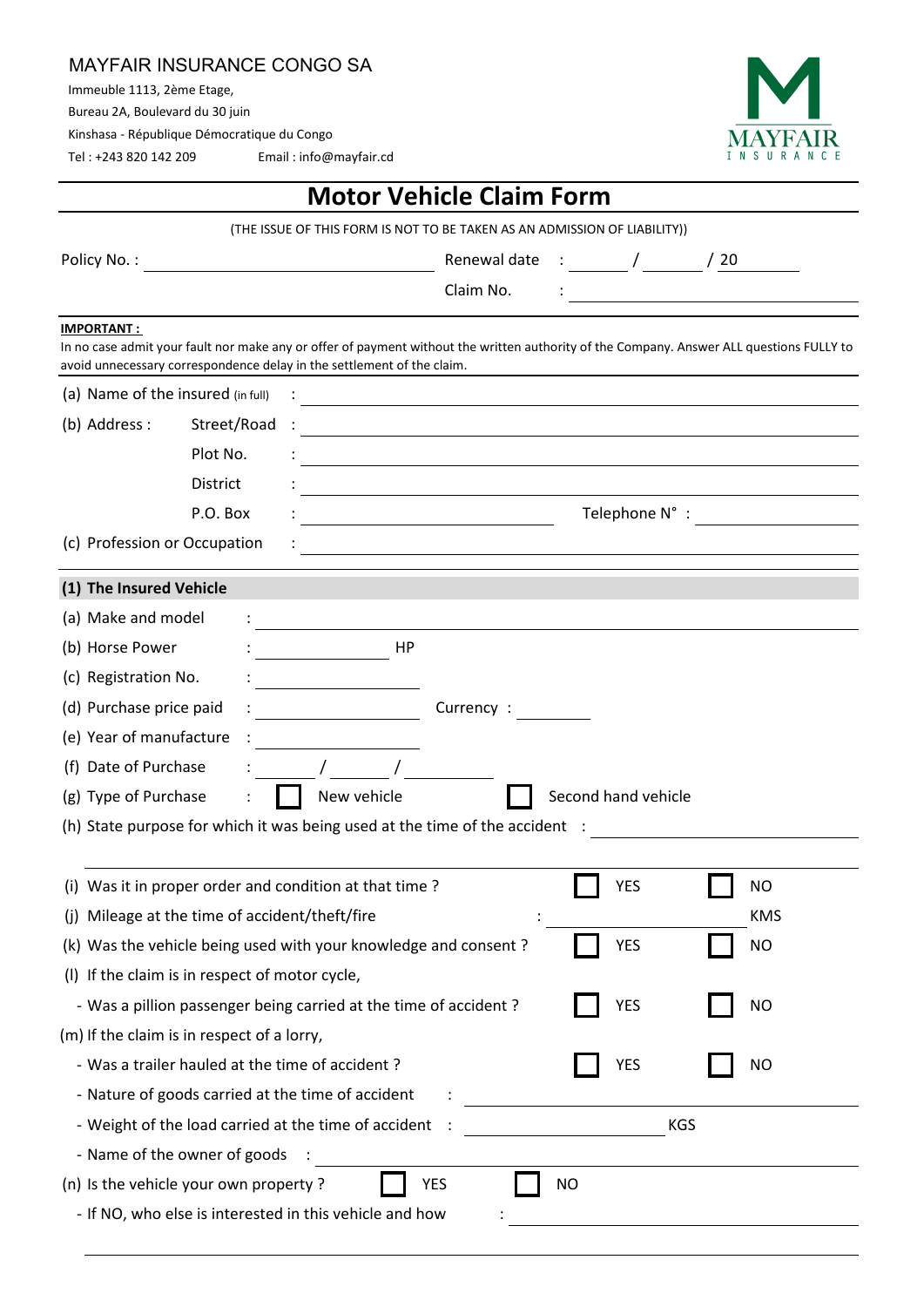MAYFAIR INSURANCE CONGO SA

Immeuble 1113, 2ème Etage,

Bureau 2A, Boulevard du 30 juin

Kinshasa - République Démocratique du Congo

Tel : +243 820 142 209 Email : info@mayfair.cd

MAYFAIR INSURANCE

# Motor Vehicle Claim Form

(THE ISSUE OF THIS FORM IS NOT TO BE TAKEN AS AN ADMISSION OF LIABILITY))

Policy No. : ______________________ Renewal date : ______ / ______ / 20 ______

Claim No. : ______________________

**IMPORTANT :**

In no case admit your fault nor make any or offer of payment without the written authority of the Company. Answer ALL questions FULLY to avoid unnecessary correspondence delay in the settlement of the claim.

(a) Name of the insured (in full) : ______________________

(b) Address : Street/Road : ______________________

Plot No. : ______________________

District : ______________________

P.O. Box : ______________________ Telephone N° : ______________________

(c) Profession or Occupation : ______________________

## (1) The Insured Vehicle

(a) Make and model : ______________________

(b) Horse Power : ______________ HP

(c) Registration No. : ______________________

(d) Purchase price paid : ______________________ Currency : __________

(e) Year of manufacture : ______________________

(f) Date of Purchase : ______ / ______ / ______

(g) Type of Purchase : ☐ New vehicle ☐ Second hand vehicle

(h) State purpose for which it was being used at the time of the accident : ______________________

______________________

(i) Was it in proper order and condition at that time ? ☐ YES ☐ NO

(j) Mileage at the time of accident/theft/fire : ______________ KMS

(k) Was the vehicle being used with your knowledge and consent ? ☐ YES ☐ NO

(l) If the claim is in respect of motor cycle,

- Was a pillion passenger being carried at the time of accident ? ☐ YES ☐ NO

(m) If the claim is in respect of a lorry,

- Was a trailer hauled at the time of accident ? ☐ YES ☐ NO
- Nature of goods carried at the time of accident : ______________________
- Weight of the load carried at the time of accident : ______________ KGS
- Name of the owner of goods : ______________________

(n) Is the vehicle your own property ? ☐ YES ☐ NO

- If NO, who else is interested in this vehicle and how : ______________________

______________________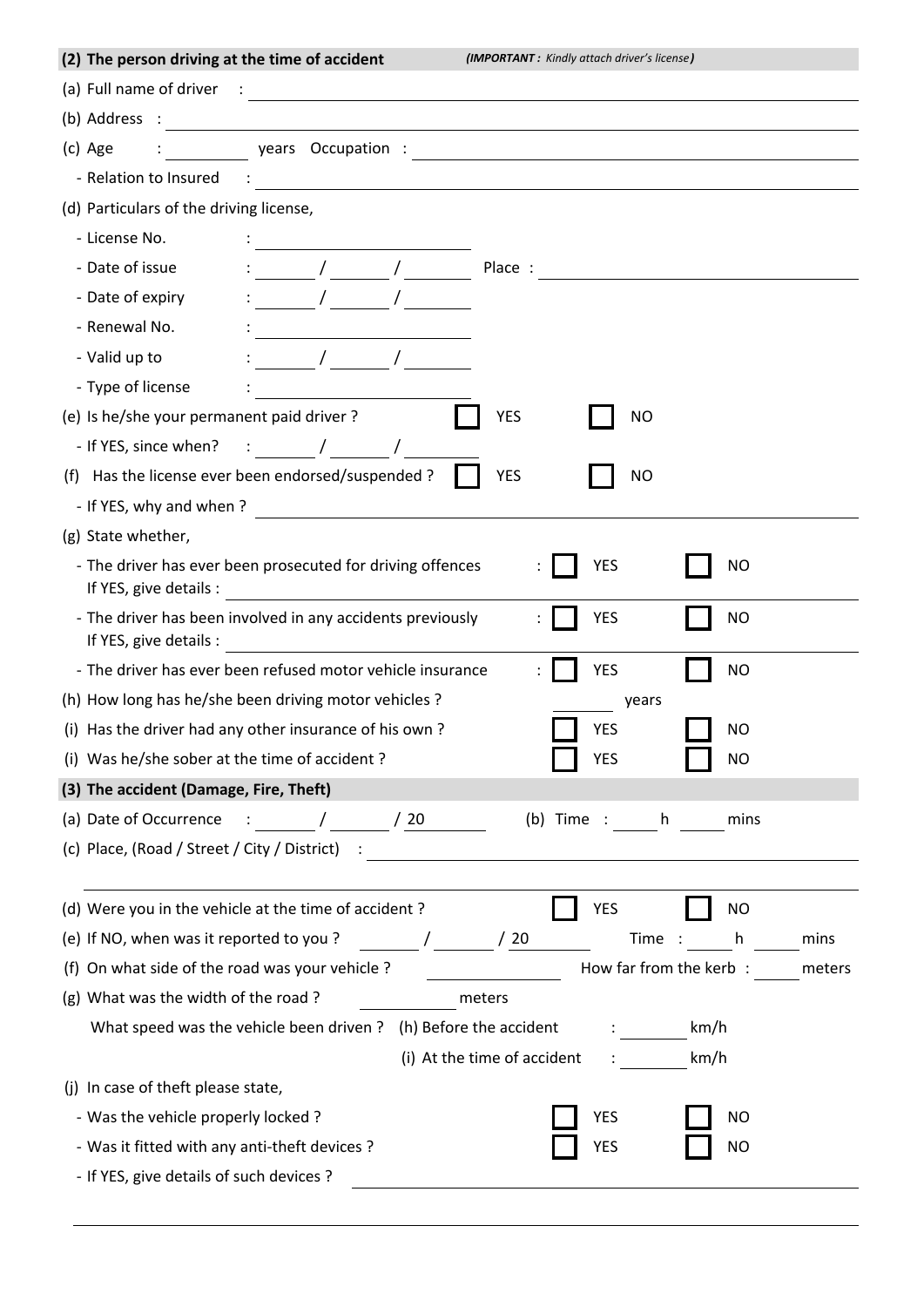## (2) The person driving at the time of accident

***(IMPORTANT : Kindly attach driver's license)***

(a) Full name of driver : ______________________________

(b) Address : ______________________________

(c) Age : ________ years Occupation : ______________________________

- Relation to Insured : ______________________________

(d) Particulars of the driving license,

- License No. : ______________________
- Date of issue : ______ / ______ / ______ Place : ______________________
- Date of expiry : ______ / ______ / ______
- Renewal No. : ______________________
- Valid up to : ______ / ______ / ______
- Type of license : ______________________

(e) Is he/she your permanent paid driver ? ☐ YES ☐ NO

- If YES, since when? : ______ / ______ / ______

(f) Has the license ever been endorsed/suspended ? ☐ YES ☐ NO

- If YES, why and when ? ______________________________

(g) State whether,

- The driver has ever been prosecuted for driving offences : ☐ YES ☐ NO
  If YES, give details : ______________________________
- The driver has been involved in any accidents previously : ☐ YES ☐ NO
  If YES, give details : ______________________________
- The driver has ever been refused motor vehicle insurance : ☐ YES ☐ NO

(h) How long has he/she been driving motor vehicles ? ________ years

(i) Has the driver had any other insurance of his own ? ☐ YES ☐ NO

(i) Was he/she sober at the time of accident ? ☐ YES ☐ NO

## (3) The accident (Damage, Fire, Theft)

(a) Date of Occurrence : ______ / ______ / 20______ (b) Time : ______ h ______ mins

(c) Place, (Road / Street / City / District) : ______________________________

______________________________

(d) Were you in the vehicle at the time of accident ? ☐ YES ☐ NO

(e) If NO, when was it reported to you ? ______ / ______ / 20______ Time : ______ h ______ mins

(f) On what side of the road was your vehicle ? ____________ How far from the kerb : ______ meters

(g) What was the width of the road ? ____________ meters

What speed was the vehicle been driven ? (h) Before the accident : ________ km/h

(i) At the time of accident : ________ km/h

(j) In case of theft please state,

- Was the vehicle properly locked ? ☐ YES ☐ NO
- Was it fitted with any anti-theft devices ? ☐ YES ☐ NO
- If YES, give details of such devices ? ______________________________

______________________________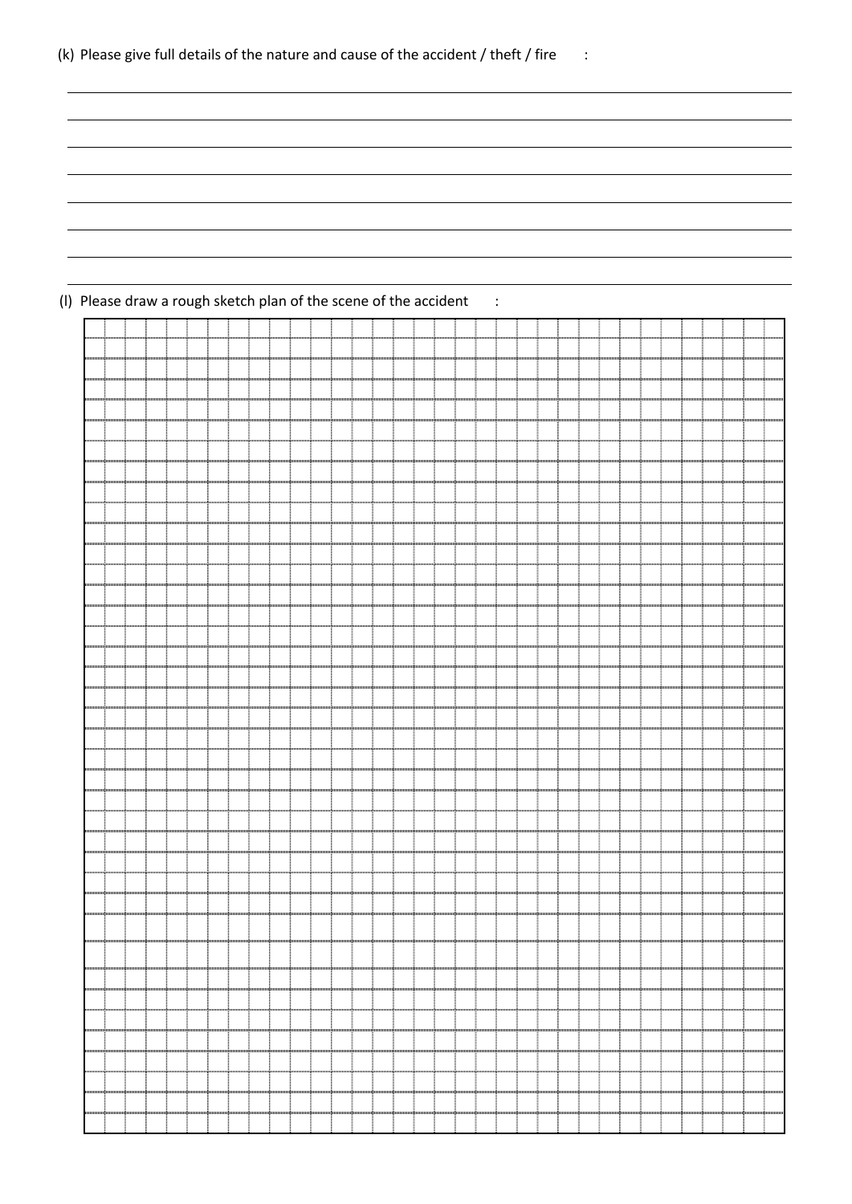(k) Please give full details of the nature and cause of the accident / theft / fire :

_______________________________________________________________________________

_______________________________________________________________________________

_______________________________________________________________________________

_______________________________________________________________________________

_______________________________________________________________________________

_______________________________________________________________________________

_______________________________________________________________________________

(l) Please draw a rough sketch plan of the scene of the accident :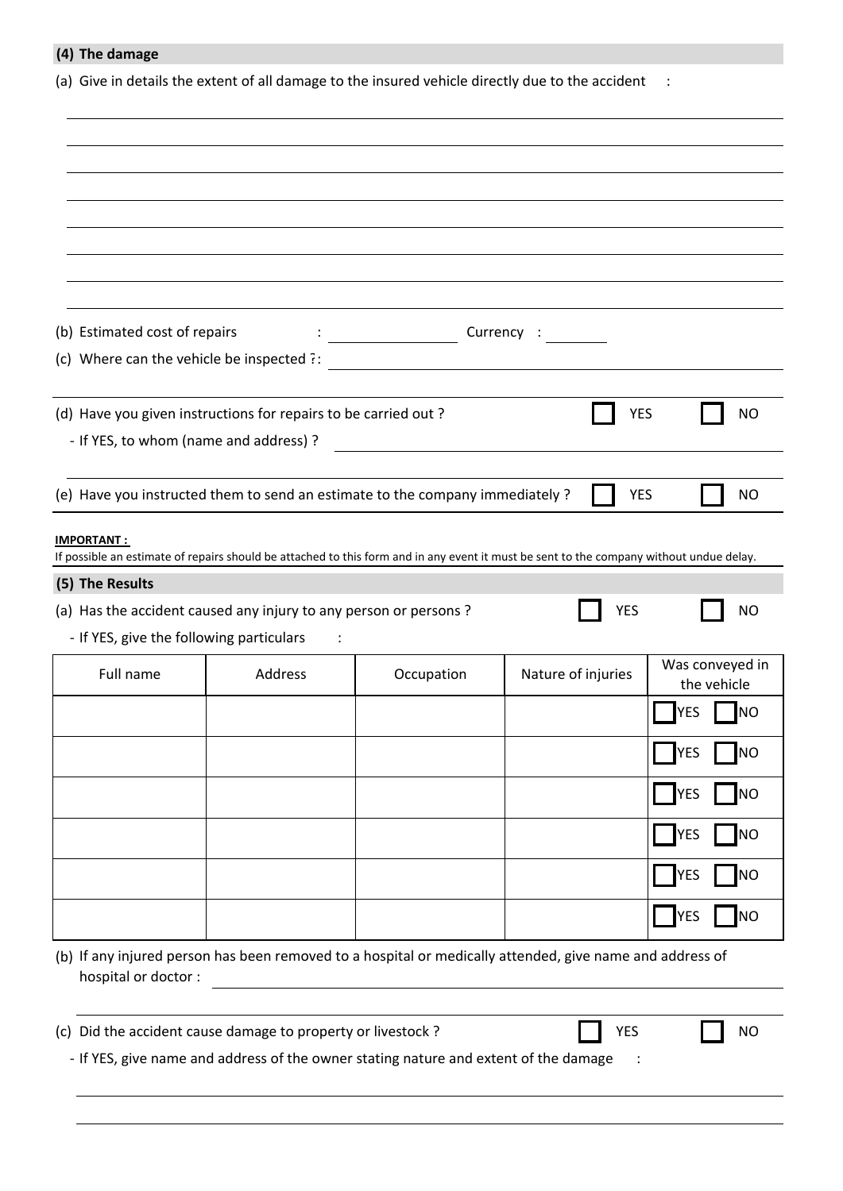### (4) The damage

(a) Give in details the extent of all damage to the insured vehicle directly due to the accident :

(b) Estimated cost of repairs : ________________ Currency : ________

(c) Where can the vehicle be inspected ?: ________________________________

(d) Have you given instructions for repairs to be carried out ? ☐ YES ☐ NO

- If YES, to whom (name and address) ? ________________________________

(e) Have you instructed them to send an estimate to the company immediately ? ☐ YES ☐ NO

**IMPORTANT :**
If possible an estimate of repairs should be attached to this form and in any event it must be sent to the company without undue delay.

### (5) The Results

(a) Has the accident caused any injury to any person or persons ? ☐ YES ☐ NO

- If YES, give the following particulars :

| Full name | Address | Occupation | Nature of injuries | Was conveyed in the vehicle |
|---|---|---|---|---|
| | | | | ☐ YES ☐ NO |
| | | | | ☐ YES ☐ NO |
| | | | | ☐ YES ☐ NO |
| | | | | ☐ YES ☐ NO |
| | | | | ☐ YES ☐ NO |
| | | | | ☐ YES ☐ NO |

(b) If any injured person has been removed to a hospital or medically attended, give name and address of hospital or doctor : ________________________________

(c) Did the accident cause damage to property or livestock ? ☐ YES ☐ NO

- If YES, give name and address of the owner stating nature and extent of the damage :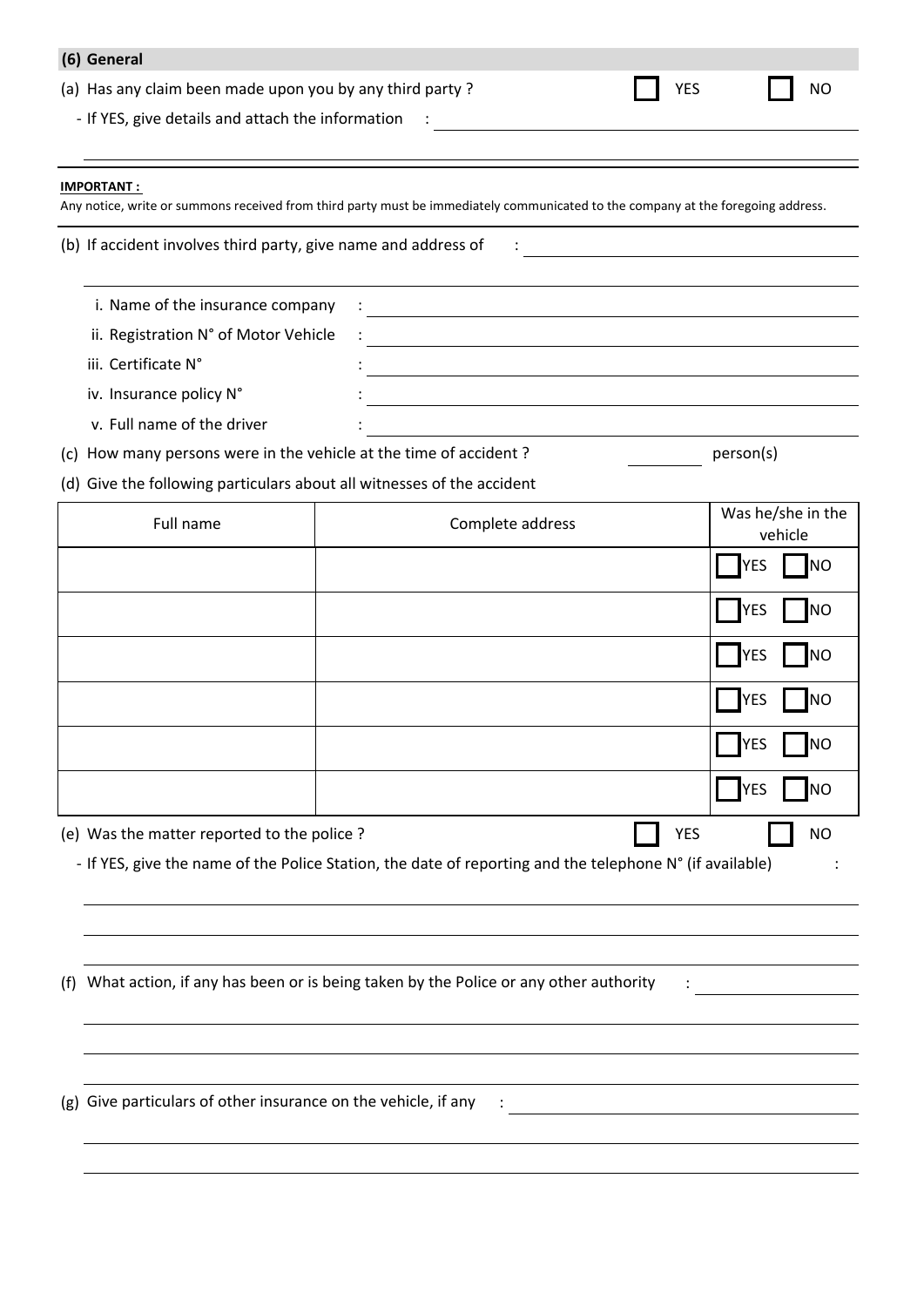### (6) General

(a) Has any claim been made upon you by any third party ? ☐ YES ☐ NO

- If YES, give details and attach the information : \_\_\_\_\_\_\_\_\_\_\_\_\_\_\_\_\_\_\_\_

\_\_\_\_\_\_\_\_\_\_\_\_\_\_\_\_\_\_\_\_

**IMPORTANT :**

Any notice, write or summons received from third party must be immediately communicated to the company at the foregoing address.

(b) If accident involves third party, give name and address of : \_\_\_\_\_\_\_\_\_\_\_\_\_\_\_\_\_\_\_\_

\_\_\_\_\_\_\_\_\_\_\_\_\_\_\_\_\_\_\_\_

i. Name of the insurance company : \_\_\_\_\_\_\_\_\_\_\_\_\_\_\_\_\_\_\_\_

ii. Registration N° of Motor Vehicle : \_\_\_\_\_\_\_\_\_\_\_\_\_\_\_\_\_\_\_\_

iii. Certificate N° : \_\_\_\_\_\_\_\_\_\_\_\_\_\_\_\_\_\_\_\_

iv. Insurance policy N° : \_\_\_\_\_\_\_\_\_\_\_\_\_\_\_\_\_\_\_\_

v. Full name of the driver : \_\_\_\_\_\_\_\_\_\_\_\_\_\_\_\_\_\_\_\_

(c) How many persons were in the vehicle at the time of accident ? \_\_\_\_\_\_\_\_ person(s)

(d) Give the following particulars about all witnesses of the accident

| Full name | Complete address | Was he/she in the vehicle |
|---|---|---|
| | | ☐ YES ☐ NO |
| | | ☐ YES ☐ NO |
| | | ☐ YES ☐ NO |
| | | ☐ YES ☐ NO |
| | | ☐ YES ☐ NO |
| | | ☐ YES ☐ NO |

(e) Was the matter reported to the police ? ☐ YES ☐ NO

- If YES, give the name of the Police Station, the date of reporting and the telephone N° (if available) :

\_\_\_\_\_\_\_\_\_\_\_\_\_\_\_\_\_\_\_\_

\_\_\_\_\_\_\_\_\_\_\_\_\_\_\_\_\_\_\_\_

\_\_\_\_\_\_\_\_\_\_\_\_\_\_\_\_\_\_\_\_

(f) What action, if any has been or is being taken by the Police or any other authority : \_\_\_\_\_\_\_\_\_\_\_\_\_\_\_\_\_\_\_\_

\_\_\_\_\_\_\_\_\_\_\_\_\_\_\_\_\_\_\_\_

\_\_\_\_\_\_\_\_\_\_\_\_\_\_\_\_\_\_\_\_

\_\_\_\_\_\_\_\_\_\_\_\_\_\_\_\_\_\_\_\_

(g) Give particulars of other insurance on the vehicle, if any : \_\_\_\_\_\_\_\_\_\_\_\_\_\_\_\_\_\_\_\_

\_\_\_\_\_\_\_\_\_\_\_\_\_\_\_\_\_\_\_\_

\_\_\_\_\_\_\_\_\_\_\_\_\_\_\_\_\_\_\_\_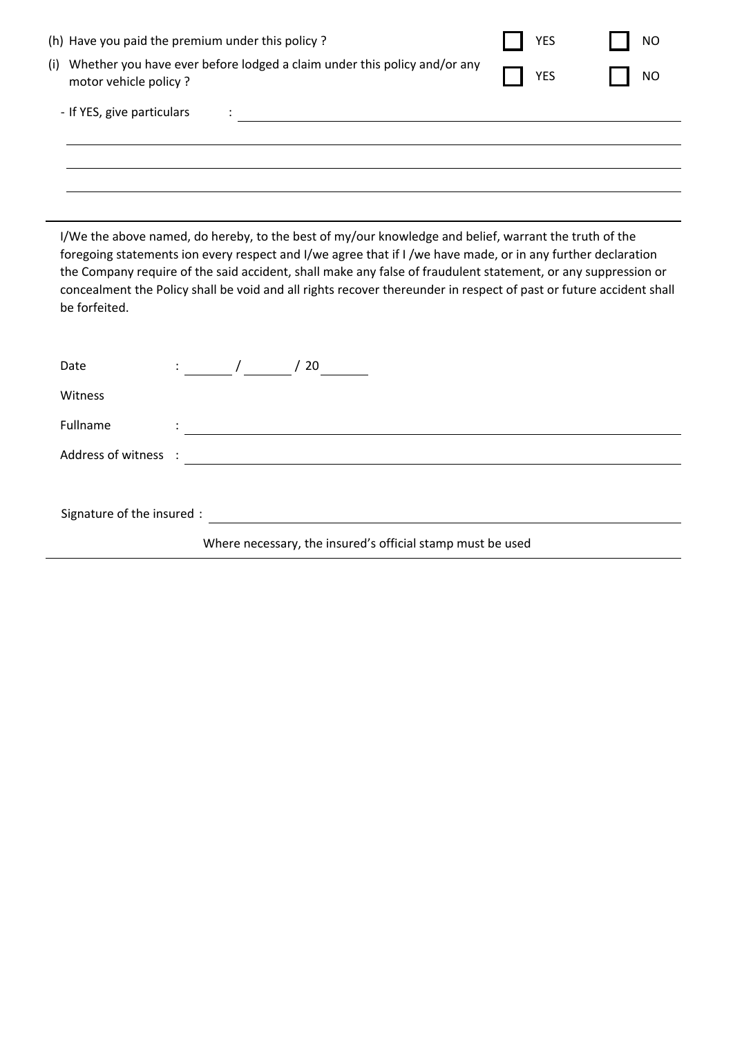(h) Have you paid the premium under this policy ? ☐ YES ☐ NO

(i) Whether you have ever before lodged a claim under this policy and/or any motor vehicle policy ? ☐ YES ☐ NO

- If YES, give particulars : ______________________________

______________________________

______________________________

______________________________

---

I/We the above named, do hereby, to the best of my/our knowledge and belief, warrant the truth of the foregoing statements ion every respect and I/we agree that if I /we have made, or in any further declaration the Company require of the said accident, shall make any false of fraudulent statement, or any suppression or concealment the Policy shall be void and all rights recover thereunder in respect of past or future accident shall be forfeited.

Date : ______ / ______ / 20______

Witness

Fullname : ______________________________

Address of witness : ______________________________

Signature of the insured : ______________________________

Where necessary, the insured's official stamp must be used